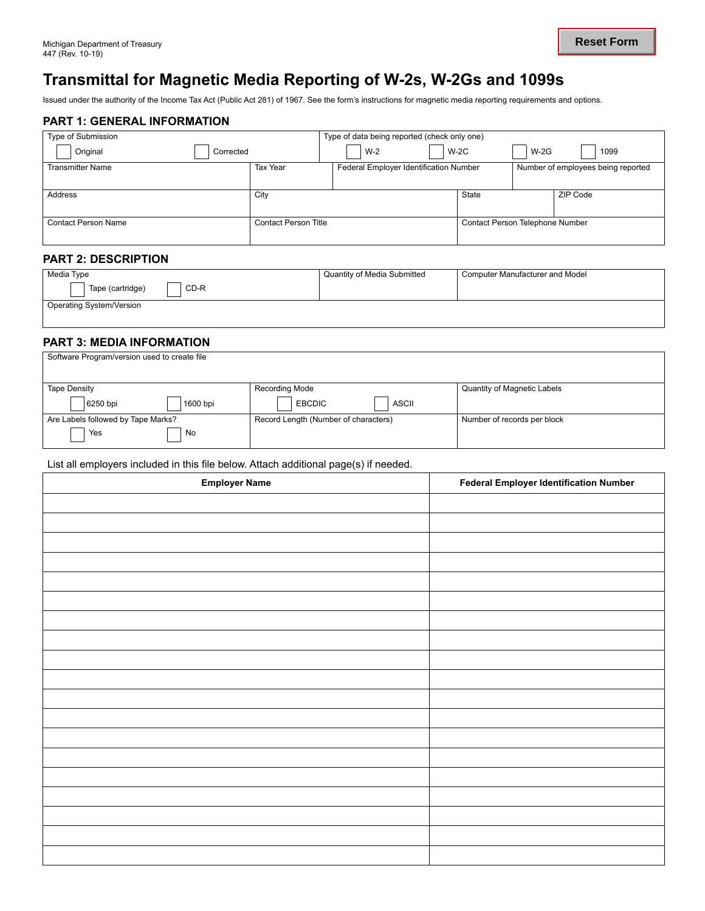Michigan Department of Treasury
447 (Rev. 10-19)

# Transmittal for Magnetic Media Reporting of W-2s, W-2Gs and 1099s

Issued under the authority of the Income Tax Act (Public Act 281) of 1967. See the form's instructions for magnetic media reporting requirements and options.

## PART 1: GENERAL INFORMATION

| Type of Submission | | Type of data being reported (check only one) | |
|---|---|---|---|
| ☐ Original ☐ Corrected | | ☐ W-2 ☐ W-2C ☐ W-2G ☐ 1099 | |
| Transmitter Name | Tax Year | Federal Employer Identification Number | Number of employees being reported |
| Address | City | State | ZIP Code |
| Contact Person Name | Contact Person Title | Contact Person Telephone Number | |

## PART 2: DESCRIPTION

| Media Type | Quantity of Media Submitted | Computer Manufacturer and Model |
|---|---|---|
| ☐ Tape (cartridge) ☐ CD-R | | |
| Operating System/Version | | |

## PART 3: MEDIA INFORMATION

| Software Program/version used to create file | | |
|---|---|---|
| Tape Density<br>☐ 6250 bpi ☐ 1600 bpi | Recording Mode<br>☐ EBCDIC ☐ ASCII | Quantity of Magnetic Labels |
| Are Labels followed by Tape Marks?<br>☐ Yes ☐ No | Record Length (Number of characters) | Number of records per block |

List all employers included in this file below. Attach additional page(s) if needed.

| Employer Name | Federal Employer Identification Number |
|---|---|
| | |
| | |
| | |
| | |
| | |
| | |
| | |
| | |
| | |
| | |
| | |
| | |
| | |
| | |
| | |
| | |
| | |
| | |
| | |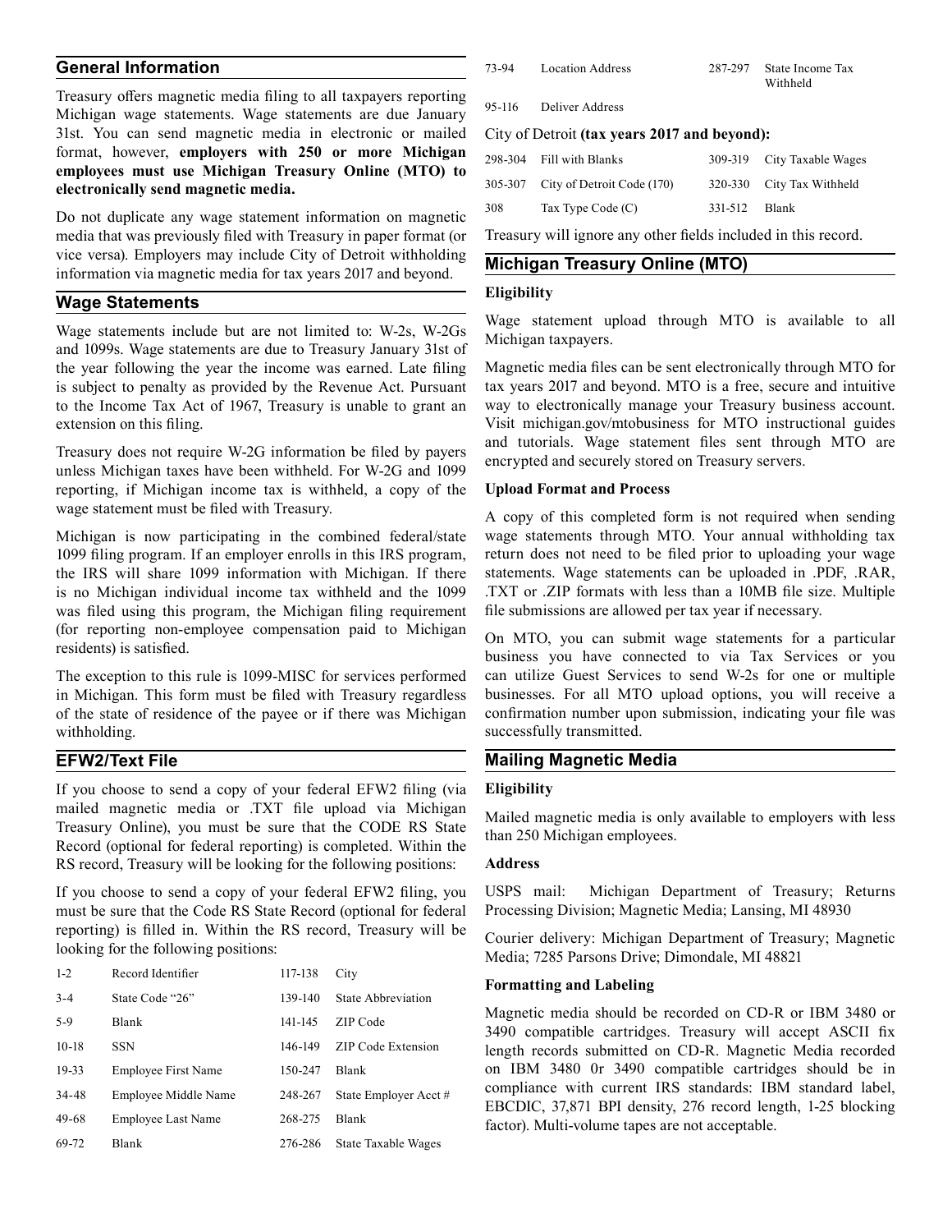## General Information

Treasury offers magnetic media filing to all taxpayers reporting Michigan wage statements. Wage statements are due January 31st. You can send magnetic media in electronic or mailed format, however, **employers with 250 or more Michigan employees must use Michigan Treasury Online (MTO) to electronically send magnetic media.**

Do not duplicate any wage statement information on magnetic media that was previously filed with Treasury in paper format (or vice versa). Employers may include City of Detroit withholding information via magnetic media for tax years 2017 and beyond.

## Wage Statements

Wage statements include but are not limited to: W-2s, W-2Gs and 1099s. Wage statements are due to Treasury January 31st of the year following the year the income was earned. Late filing is subject to penalty as provided by the Revenue Act. Pursuant to the Income Tax Act of 1967, Treasury is unable to grant an extension on this filing.

Treasury does not require W-2G information be filed by payers unless Michigan taxes have been withheld. For W-2G and 1099 reporting, if Michigan income tax is withheld, a copy of the wage statement must be filed with Treasury.

Michigan is now participating in the combined federal/state 1099 filing program. If an employer enrolls in this IRS program, the IRS will share 1099 information with Michigan. If there is no Michigan individual income tax withheld and the 1099 was filed using this program, the Michigan filing requirement (for reporting non-employee compensation paid to Michigan residents) is satisfied.

The exception to this rule is 1099-MISC for services performed in Michigan. This form must be filed with Treasury regardless of the state of residence of the payee or if there was Michigan withholding.

## EFW2/Text File

If you choose to send a copy of your federal EFW2 filing (via mailed magnetic media or .TXT file upload via Michigan Treasury Online), you must be sure that the CODE RS State Record (optional for federal reporting) is completed. Within the RS record, Treasury will be looking for the following positions:

If you choose to send a copy of your federal EFW2 filing, you must be sure that the Code RS State Record (optional for federal reporting) is filled in. Within the RS record, Treasury will be looking for the following positions:

| | | | |
|---|---|---|---|
| 1-2 | Record Identifier | 117-138 | City |
| 3-4 | State Code "26" | 139-140 | State Abbreviation |
| 5-9 | Blank | 141-145 | ZIP Code |
| 10-18 | SSN | 146-149 | ZIP Code Extension |
| 19-33 | Employee First Name | 150-247 | Blank |
| 34-48 | Employee Middle Name | 248-267 | State Employer Acct # |
| 49-68 | Employee Last Name | 268-275 | Blank |
| 69-72 | Blank | 276-286 | State Taxable Wages |
| 73-94 | Location Address | 287-297 | State Income Tax Withheld |
| 95-116 | Deliver Address | | |

City of Detroit **(tax years 2017 and beyond):**

| | | | |
|---|---|---|---|
| 298-304 | Fill with Blanks | 309-319 | City Taxable Wages |
| 305-307 | City of Detroit Code (170) | 320-330 | City Tax Withheld |
| 308 | Tax Type Code (C) | 331-512 | Blank |

Treasury will ignore any other fields included in this record.

## Michigan Treasury Online (MTO)

**Eligibility**

Wage statement upload through MTO is available to all Michigan taxpayers.

Magnetic media files can be sent electronically through MTO for tax years 2017 and beyond. MTO is a free, secure and intuitive way to electronically manage your Treasury business account. Visit michigan.gov/mtobusiness for MTO instructional guides and tutorials. Wage statement files sent through MTO are encrypted and securely stored on Treasury servers.

**Upload Format and Process**

A copy of this completed form is not required when sending wage statements through MTO. Your annual withholding tax return does not need to be filed prior to uploading your wage statements. Wage statements can be uploaded in .PDF, .RAR, .TXT or .ZIP formats with less than a 10MB file size. Multiple file submissions are allowed per tax year if necessary.

On MTO, you can submit wage statements for a particular business you have connected to via Tax Services or you can utilize Guest Services to send W-2s for one or multiple businesses. For all MTO upload options, you will receive a confirmation number upon submission, indicating your file was successfully transmitted.

## Mailing Magnetic Media

**Eligibility**

Mailed magnetic media is only available to employers with less than 250 Michigan employees.

**Address**

USPS mail: Michigan Department of Treasury; Returns Processing Division; Magnetic Media; Lansing, MI 48930

Courier delivery: Michigan Department of Treasury; Magnetic Media; 7285 Parsons Drive; Dimondale, MI 48821

**Formatting and Labeling**

Magnetic media should be recorded on CD-R or IBM 3480 or 3490 compatible cartridges. Treasury will accept ASCII fix length records submitted on CD-R. Magnetic Media recorded on IBM 3480 0r 3490 compatible cartridges should be in compliance with current IRS standards: IBM standard label, EBCDIC, 37,871 BPI density, 276 record length, 1-25 blocking factor). Multi-volume tapes are not acceptable.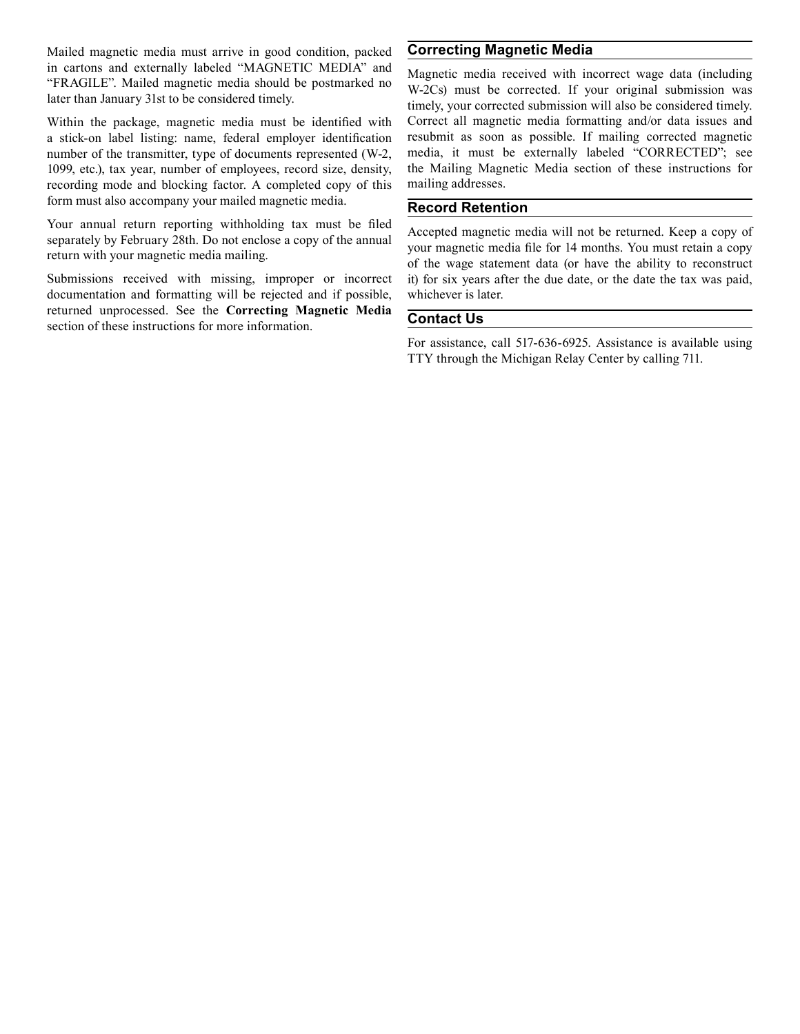Mailed magnetic media must arrive in good condition, packed in cartons and externally labeled "MAGNETIC MEDIA" and "FRAGILE". Mailed magnetic media should be postmarked no later than January 31st to be considered timely.

Within the package, magnetic media must be identified with a stick-on label listing: name, federal employer identification number of the transmitter, type of documents represented (W-2, 1099, etc.), tax year, number of employees, record size, density, recording mode and blocking factor. A completed copy of this form must also accompany your mailed magnetic media.

Your annual return reporting withholding tax must be filed separately by February 28th. Do not enclose a copy of the annual return with your magnetic media mailing.

Submissions received with missing, improper or incorrect documentation and formatting will be rejected and if possible, returned unprocessed. See the **Correcting Magnetic Media** section of these instructions for more information.

## Correcting Magnetic Media

Magnetic media received with incorrect wage data (including W-2Cs) must be corrected. If your original submission was timely, your corrected submission will also be considered timely. Correct all magnetic media formatting and/or data issues and resubmit as soon as possible. If mailing corrected magnetic media, it must be externally labeled "CORRECTED"; see the Mailing Magnetic Media section of these instructions for mailing addresses.

## Record Retention

Accepted magnetic media will not be returned. Keep a copy of your magnetic media file for 14 months. You must retain a copy of the wage statement data (or have the ability to reconstruct it) for six years after the due date, or the date the tax was paid, whichever is later.

## Contact Us

For assistance, call 517-636-6925. Assistance is available using TTY through the Michigan Relay Center by calling 711.